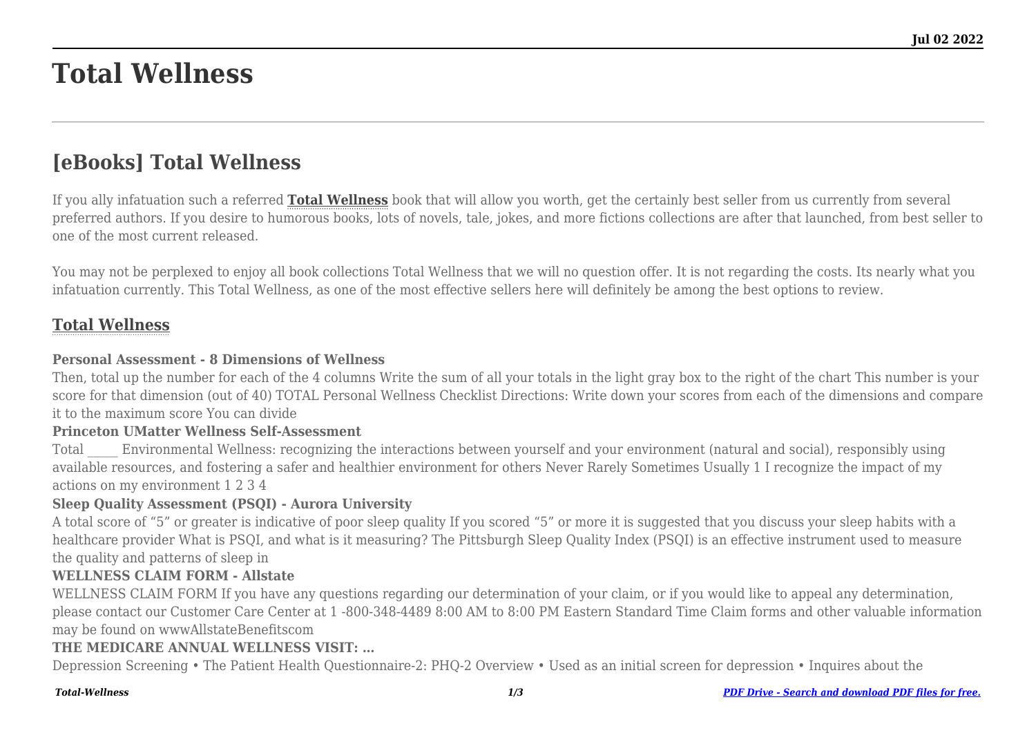# Total Wellness

## [eBooks] Total Wellness

If you ally infatuation such a referred **Total Wellness** book that will allow you worth, get the certainly best seller from us currently from several preferred authors. If you desire to humorous books, lots of novels, tale, jokes, and more fictions collections are after that launched, from best seller to one of the most current released.

You may not be perplexed to enjoy all book collections Total Wellness that we will no question offer. It is not regarding the costs. Its nearly what you infatuation currently. This Total Wellness, as one of the most effective sellers here will definitely be among the best options to review.

### Total Wellness

**Personal Assessment - 8 Dimensions of Wellness**

Then, total up the number for each of the 4 columns Write the sum of all your totals in the light gray box to the right of the chart This number is your score for that dimension (out of 40) TOTAL Personal Wellness Checklist Directions: Write down your scores from each of the dimensions and compare it to the maximum score You can divide

**Princeton UMatter Wellness Self-Assessment**

Total _____ Environmental Wellness: recognizing the interactions between yourself and your environment (natural and social), responsibly using available resources, and fostering a safer and healthier environment for others Never Rarely Sometimes Usually 1 I recognize the impact of my actions on my environment 1 2 3 4

**Sleep Quality Assessment (PSQI) - Aurora University**

A total score of "5" or greater is indicative of poor sleep quality If you scored "5" or more it is suggested that you discuss your sleep habits with a healthcare provider What is PSQI, and what is it measuring? The Pittsburgh Sleep Quality Index (PSQI) is an effective instrument used to measure the quality and patterns of sleep in

**WELLNESS CLAIM FORM - Allstate**

WELLNESS CLAIM FORM If you have any questions regarding our determination of your claim, or if you would like to appeal any determination, please contact our Customer Care Center at 1 -800-348-4489 8:00 AM to 8:00 PM Eastern Standard Time Claim forms and other valuable information may be found on wwwAllstateBenefitscom

**THE MEDICARE ANNUAL WELLNESS VISIT: …**

Depression Screening • The Patient Health Questionnaire-2: PHQ-2 Overview • Used as an initial screen for depression • Inquires about the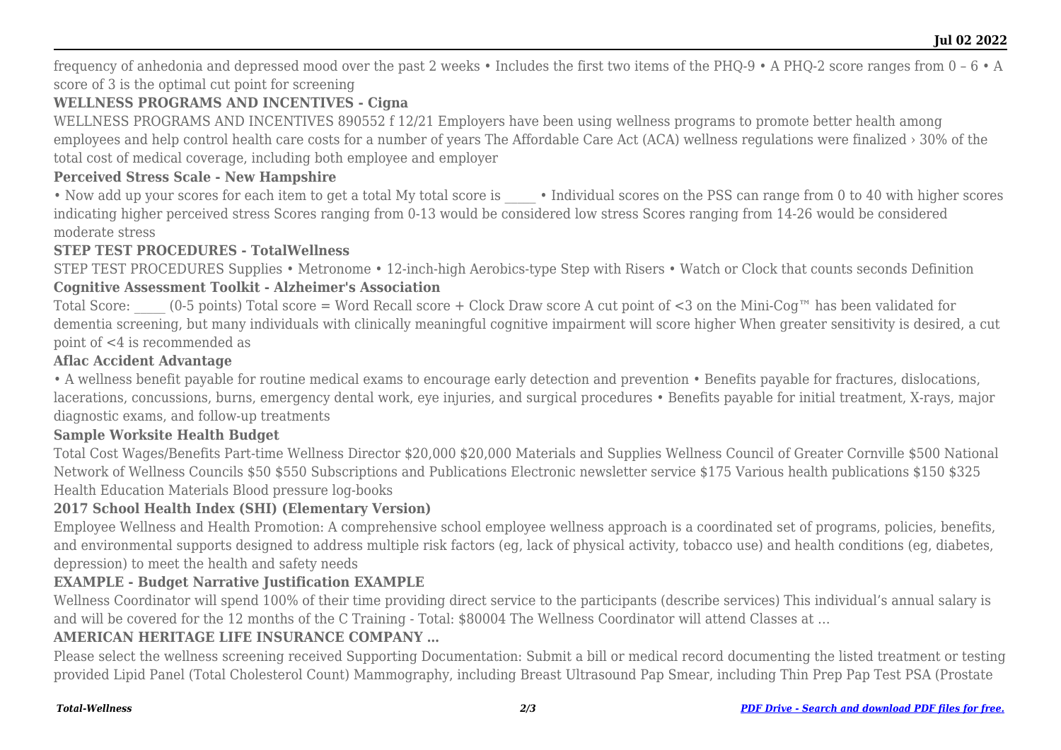frequency of anhedonia and depressed mood over the past 2 weeks • Includes the first two items of the PHQ-9 • A PHQ-2 score ranges from 0 – 6 • A score of 3 is the optimal cut point for screening

### WELLNESS PROGRAMS AND INCENTIVES - Cigna

WELLNESS PROGRAMS AND INCENTIVES 890552 f 12/21 Employers have been using wellness programs to promote better health among employees and help control health care costs for a number of years The Affordable Care Act (ACA) wellness regulations were finalized › 30% of the total cost of medical coverage, including both employee and employer

### Perceived Stress Scale - New Hampshire

• Now add up your scores for each item to get a total My total score is _____ • Individual scores on the PSS can range from 0 to 40 with higher scores indicating higher perceived stress Scores ranging from 0-13 would be considered low stress Scores ranging from 14-26 would be considered moderate stress

### STEP TEST PROCEDURES - TotalWellness

STEP TEST PROCEDURES Supplies • Metronome • 12-inch-high Aerobics-type Step with Risers • Watch or Clock that counts seconds Definition

### Cognitive Assessment Toolkit - Alzheimer's Association

Total Score: _____ (0-5 points) Total score = Word Recall score + Clock Draw score A cut point of <3 on the Mini-Cog™ has been validated for dementia screening, but many individuals with clinically meaningful cognitive impairment will score higher When greater sensitivity is desired, a cut point of <4 is recommended as

### Aflac Accident Advantage

• A wellness benefit payable for routine medical exams to encourage early detection and prevention • Benefits payable for fractures, dislocations, lacerations, concussions, burns, emergency dental work, eye injuries, and surgical procedures • Benefits payable for initial treatment, X-rays, major diagnostic exams, and follow-up treatments

### Sample Worksite Health Budget

Total Cost Wages/Benefits Part-time Wellness Director $20,000 $20,000 Materials and Supplies Wellness Council of Greater Cornville $500 National Network of Wellness Councils $50 $550 Subscriptions and Publications Electronic newsletter service $175 Various health publications $150 $325 Health Education Materials Blood pressure log-books

### 2017 School Health Index (SHI) (Elementary Version)

Employee Wellness and Health Promotion: A comprehensive school employee wellness approach is a coordinated set of programs, policies, benefits, and environmental supports designed to address multiple risk factors (eg, lack of physical activity, tobacco use) and health conditions (eg, diabetes, depression) to meet the health and safety needs

### EXAMPLE - Budget Narrative Justification EXAMPLE

Wellness Coordinator will spend 100% of their time providing direct service to the participants (describe services) This individual's annual salary is and will be covered for the 12 months of the C Training - Total: $80004 The Wellness Coordinator will attend Classes at …

### AMERICAN HERITAGE LIFE INSURANCE COMPANY …

Please select the wellness screening received Supporting Documentation: Submit a bill or medical record documenting the listed treatment or testing provided Lipid Panel (Total Cholesterol Count) Mammography, including Breast Ultrasound Pap Smear, including Thin Prep Pap Test PSA (Prostate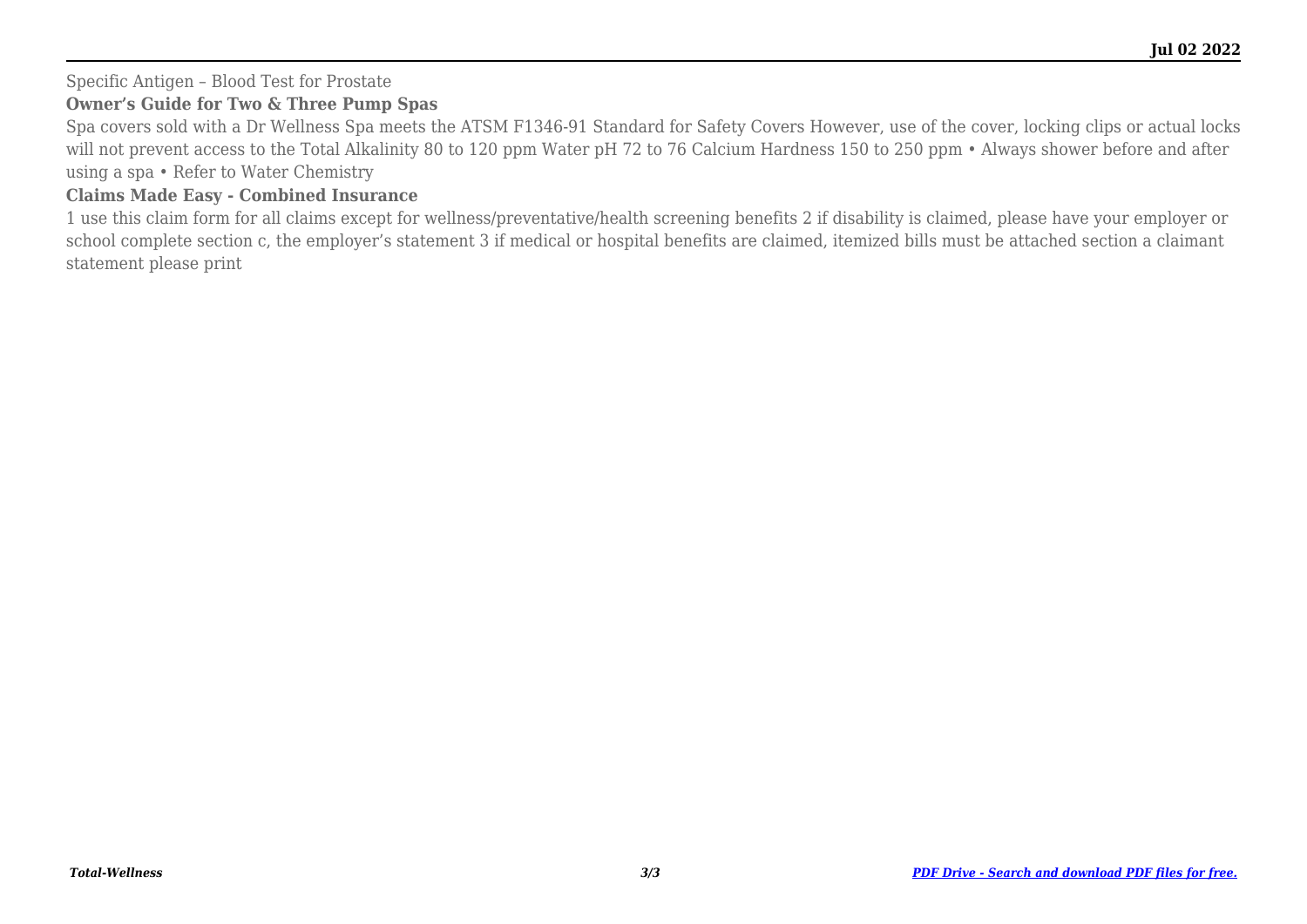Specific Antigen – Blood Test for Prostate

**Owner's Guide for Two & Three Pump Spas**

Spa covers sold with a Dr Wellness Spa meets the ATSM F1346-91 Standard for Safety Covers However, use of the cover, locking clips or actual locks will not prevent access to the Total Alkalinity 80 to 120 ppm Water pH 72 to 76 Calcium Hardness 150 to 250 ppm • Always shower before and after using a spa • Refer to Water Chemistry

**Claims Made Easy - Combined Insurance**

1 use this claim form for all claims except for wellness/preventative/health screening benefits 2 if disability is claimed, please have your employer or school complete section c, the employer's statement 3 if medical or hospital benefits are claimed, itemized bills must be attached section a claimant statement please print